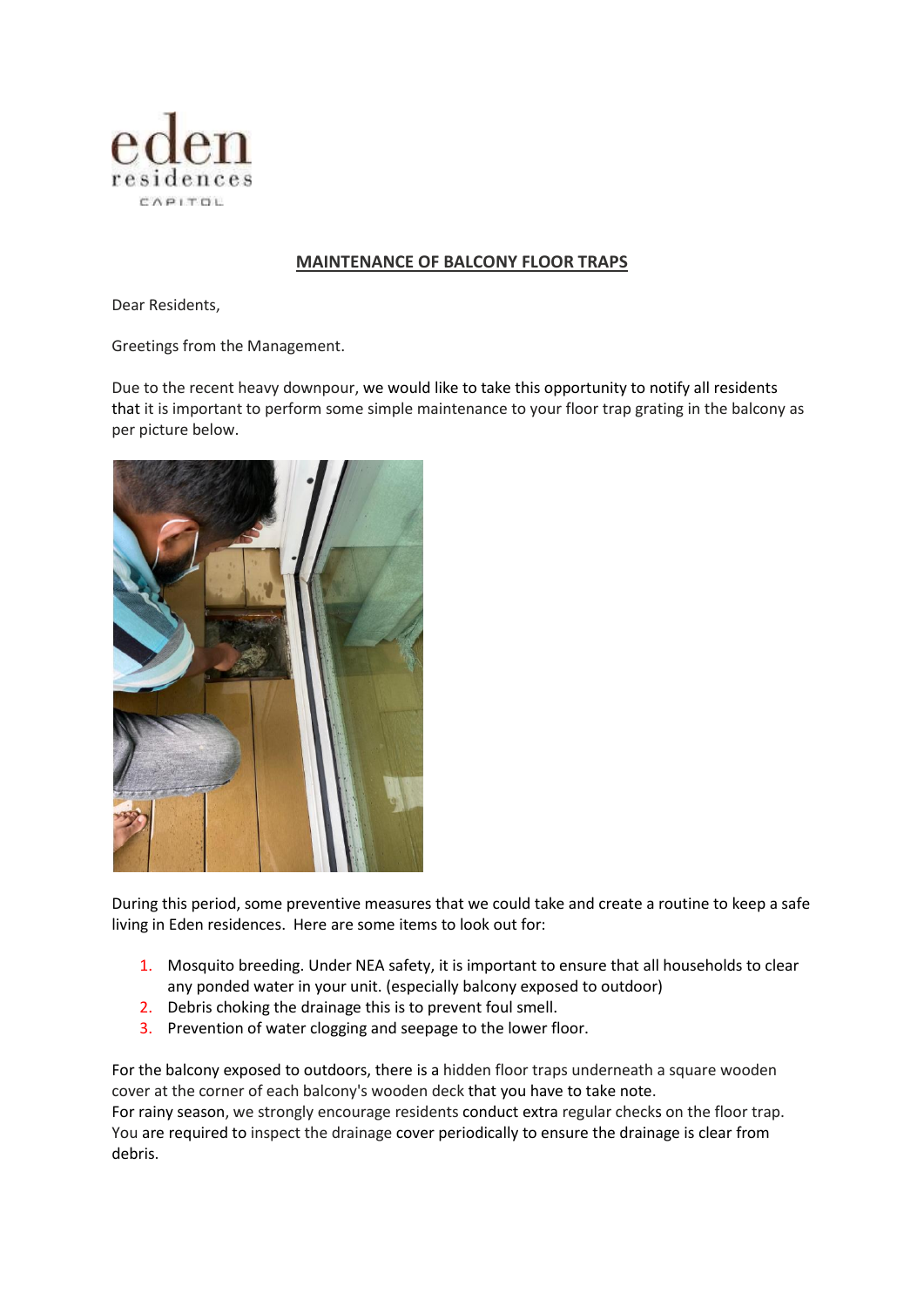eden residences CAPITOL

## MAINTENANCE OF BALCONY FLOOR TRAPS

Dear Residents,

Greetings from the Management.

Due to the recent heavy downpour, we would like to take this opportunity to notify all residents that it is important to perform some simple maintenance to your floor trap grating in the balcony as per picture below.

During this period, some preventive measures that we could take and create a routine to keep a safe living in Eden residences. Here are some items to look out for:

1. Mosquito breeding. Under NEA safety, it is important to ensure that all households to clear any ponded water in your unit. (especially balcony exposed to outdoor)
2. Debris choking the drainage this is to prevent foul smell.
3. Prevention of water clogging and seepage to the lower floor.

For the balcony exposed to outdoors, there is a hidden floor traps underneath a square wooden cover at the corner of each balcony's wooden deck that you have to take note.
For rainy season, we strongly encourage residents conduct extra regular checks on the floor trap. You are required to inspect the drainage cover periodically to ensure the drainage is clear from debris.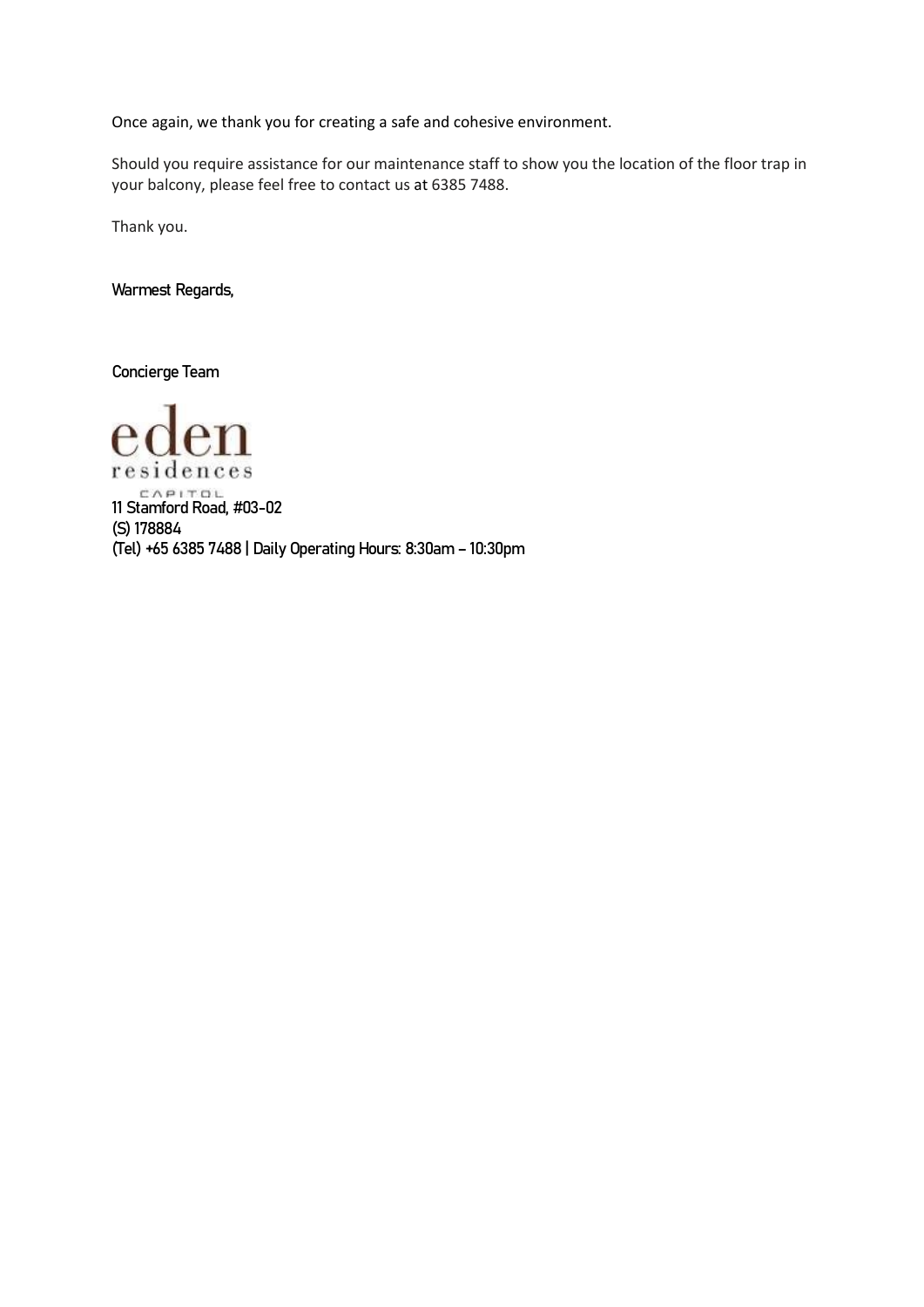Once again, we thank you for creating a safe and cohesive environment.

Should you require assistance for our maintenance staff to show you the location of the floor trap in your balcony, please feel free to contact us at 6385 7488.

Thank you.

**Warmest Regards,**

**Concierge Team**

eden
residences
CAPITOL

**11 Stamford Road, #03-02**
**(S) 178884**
**(Tel) +65 6385 7488 | Daily Operating Hours: 8:30am – 10:30pm**